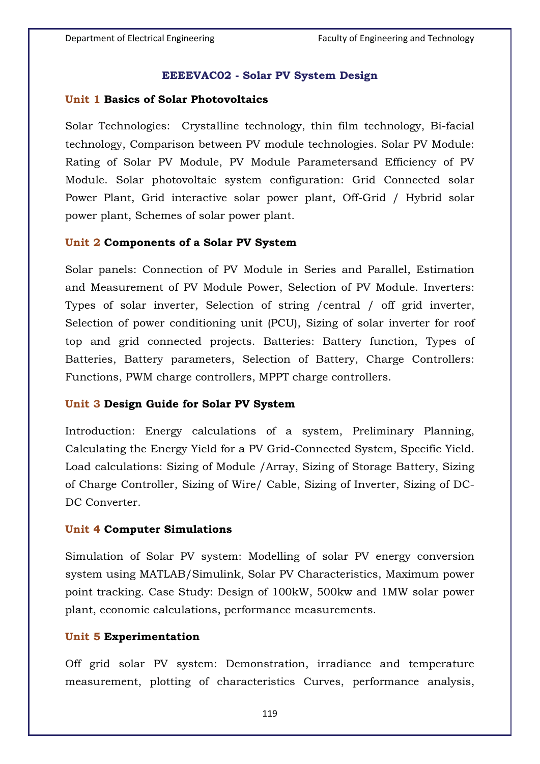## EEEEVAC02 - Solar PV System Design

### Unit 1 Basics of Solar Photovoltaics

Solar Technologies: Crystalline technology, thin film technology, Bi-facial technology, Comparison between PV module technologies. Solar PV Module: Rating of Solar PV Module, PV Module Parametersand Efficiency of PV Module. Solar photovoltaic system configuration: Grid Connected solar Power Plant, Grid interactive solar power plant, Off-Grid / Hybrid solar power plant, Schemes of solar power plant.

### Unit 2 Components of a Solar PV System

Solar panels: Connection of PV Module in Series and Parallel, Estimation and Measurement of PV Module Power, Selection of PV Module. Inverters: Types of solar inverter, Selection of string /central / off grid inverter, Selection of power conditioning unit (PCU), Sizing of solar inverter for roof top and grid connected projects. Batteries: Battery function, Types of Batteries, Battery parameters, Selection of Battery, Charge Controllers: Functions, PWM charge controllers, MPPT charge controllers.

### Unit 3 Design Guide for Solar PV System

Introduction: Energy calculations of a system, Preliminary Planning, Calculating the Energy Yield for a PV Grid-Connected System, Specific Yield. Load calculations: Sizing of Module /Array, Sizing of Storage Battery, Sizing of Charge Controller, Sizing of Wire/ Cable, Sizing of Inverter, Sizing of DC-DC Converter.

### Unit 4 Computer Simulations

Simulation of Solar PV system: Modelling of solar PV energy conversion system using MATLAB/Simulink, Solar PV Characteristics, Maximum power point tracking. Case Study: Design of 100kW, 500kw and 1MW solar power plant, economic calculations, performance measurements.

### Unit 5 Experimentation

Off grid solar PV system: Demonstration, irradiance and temperature measurement, plotting of characteristics Curves, performance analysis,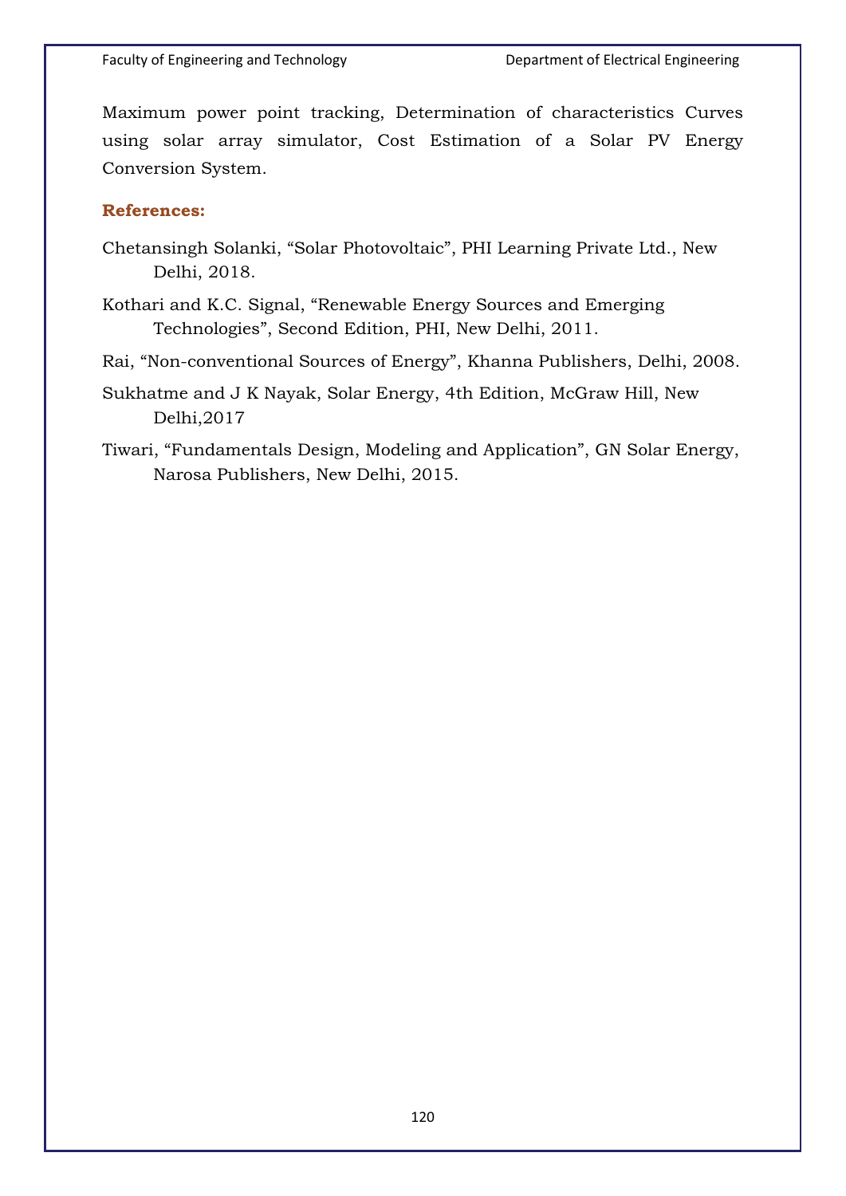Maximum power point tracking, Determination of characteristics Curves using solar array simulator, Cost Estimation of a Solar PV Energy Conversion System.

### References:

Chetansingh Solanki, "Solar Photovoltaic", PHI Learning Private Ltd., New Delhi, 2018.

Kothari and K.C. Signal, "Renewable Energy Sources and Emerging Technologies", Second Edition, PHI, New Delhi, 2011.

Rai, "Non-conventional Sources of Energy", Khanna Publishers, Delhi, 2008.

Sukhatme and J K Nayak, Solar Energy, 4th Edition, McGraw Hill, New Delhi,2017

Tiwari, "Fundamentals Design, Modeling and Application", GN Solar Energy, Narosa Publishers, New Delhi, 2015.